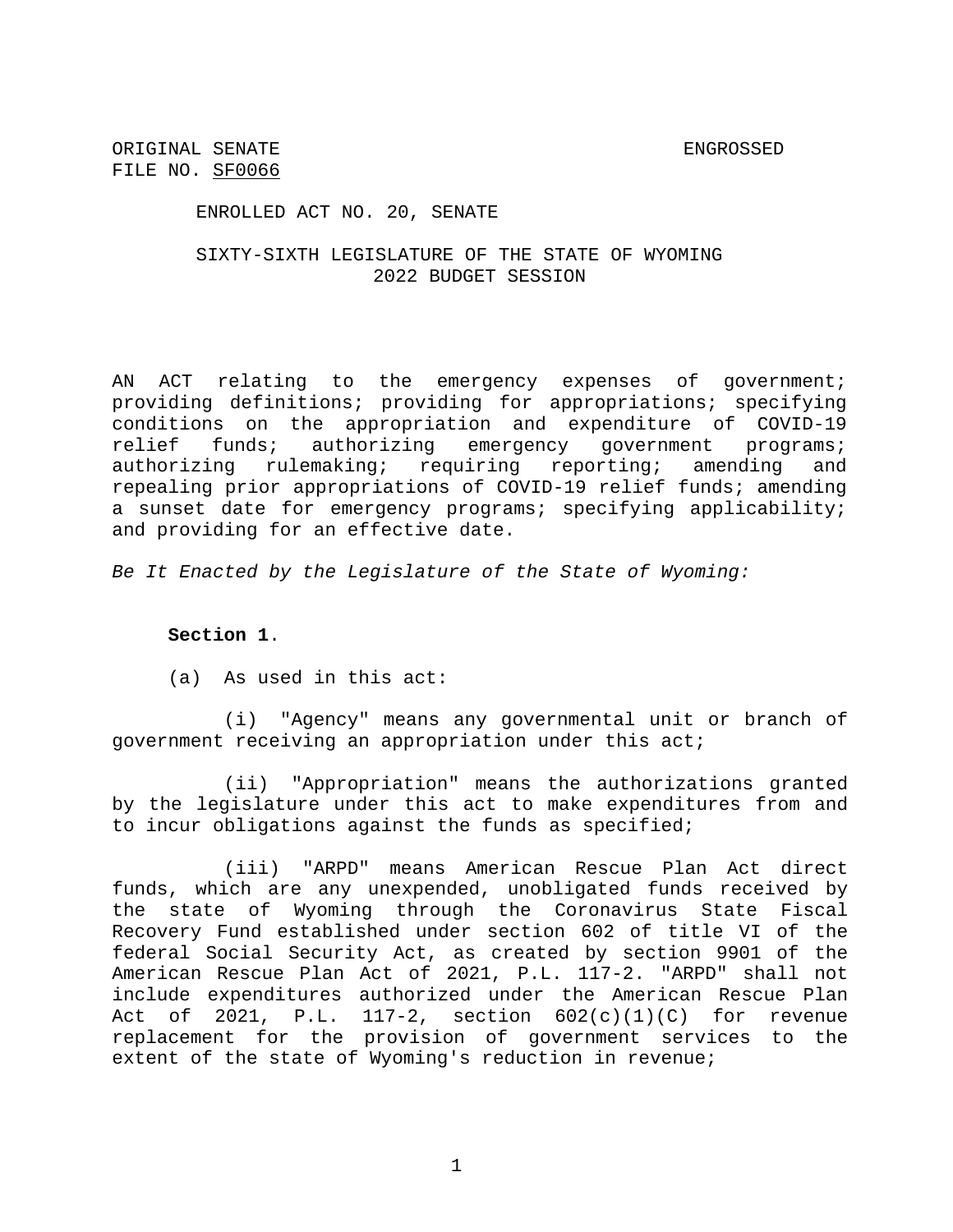ORIGINAL SENATE FILE NO. SF0066

ENGROSSED

ENROLLED ACT NO. 20, SENATE

SIXTY-SIXTH LEGISLATURE OF THE STATE OF WYOMING
2022 BUDGET SESSION

AN ACT relating to the emergency expenses of government; providing definitions; providing for appropriations; specifying conditions on the appropriation and expenditure of COVID-19 relief funds; authorizing emergency government programs; authorizing rulemaking; requiring reporting; amending and repealing prior appropriations of COVID-19 relief funds; amending a sunset date for emergency programs; specifying applicability; and providing for an effective date.

*Be It Enacted by the Legislature of the State of Wyoming:*

**Section 1**.

(a) As used in this act:

(i) "Agency" means any governmental unit or branch of government receiving an appropriation under this act;

(ii) "Appropriation" means the authorizations granted by the legislature under this act to make expenditures from and to incur obligations against the funds as specified;

(iii) "ARPD" means American Rescue Plan Act direct funds, which are any unexpended, unobligated funds received by the state of Wyoming through the Coronavirus State Fiscal Recovery Fund established under section 602 of title VI of the federal Social Security Act, as created by section 9901 of the American Rescue Plan Act of 2021, P.L. 117-2. "ARPD" shall not include expenditures authorized under the American Rescue Plan Act of 2021, P.L. 117-2, section 602(c)(1)(C) for revenue replacement for the provision of government services to the extent of the state of Wyoming's reduction in revenue;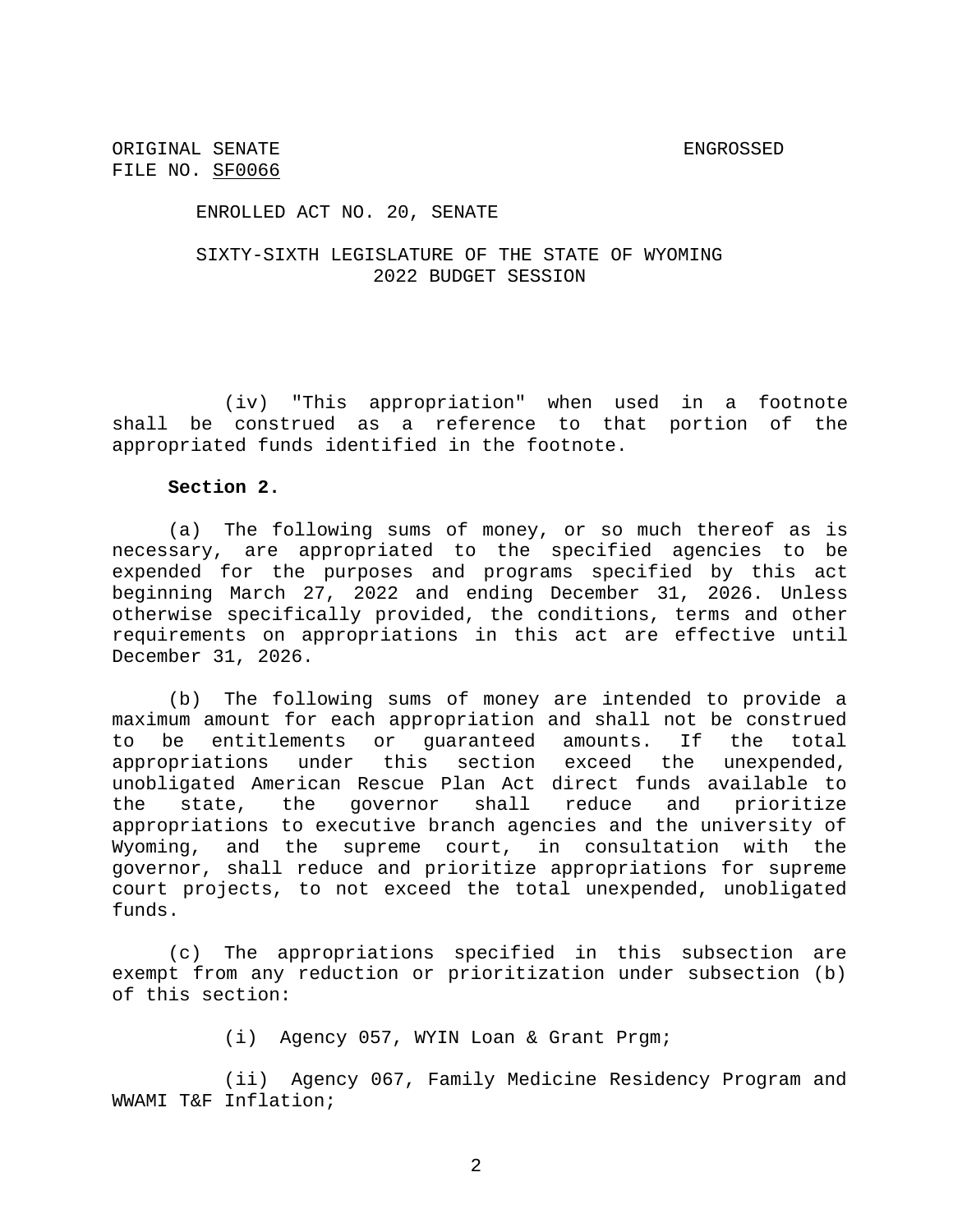ORIGINAL SENATE FILE NO. SF0066

ENGROSSED

ENROLLED ACT NO. 20, SENATE

SIXTY-SIXTH LEGISLATURE OF THE STATE OF WYOMING
2022 BUDGET SESSION

(iv) "This appropriation" when used in a footnote shall be construed as a reference to that portion of the appropriated funds identified in the footnote.

**Section 2.**

(a) The following sums of money, or so much thereof as is necessary, are appropriated to the specified agencies to be expended for the purposes and programs specified by this act beginning March 27, 2022 and ending December 31, 2026. Unless otherwise specifically provided, the conditions, terms and other requirements on appropriations in this act are effective until December 31, 2026.

(b) The following sums of money are intended to provide a maximum amount for each appropriation and shall not be construed to be entitlements or guaranteed amounts. If the total appropriations under this section exceed the unexpended, unobligated American Rescue Plan Act direct funds available to the state, the governor shall reduce and prioritize appropriations to executive branch agencies and the university of Wyoming, and the supreme court, in consultation with the governor, shall reduce and prioritize appropriations for supreme court projects, to not exceed the total unexpended, unobligated funds.

(c) The appropriations specified in this subsection are exempt from any reduction or prioritization under subsection (b) of this section:

(i) Agency 057, WYIN Loan & Grant Prgm;

(ii) Agency 067, Family Medicine Residency Program and WWAMI T&F Inflation;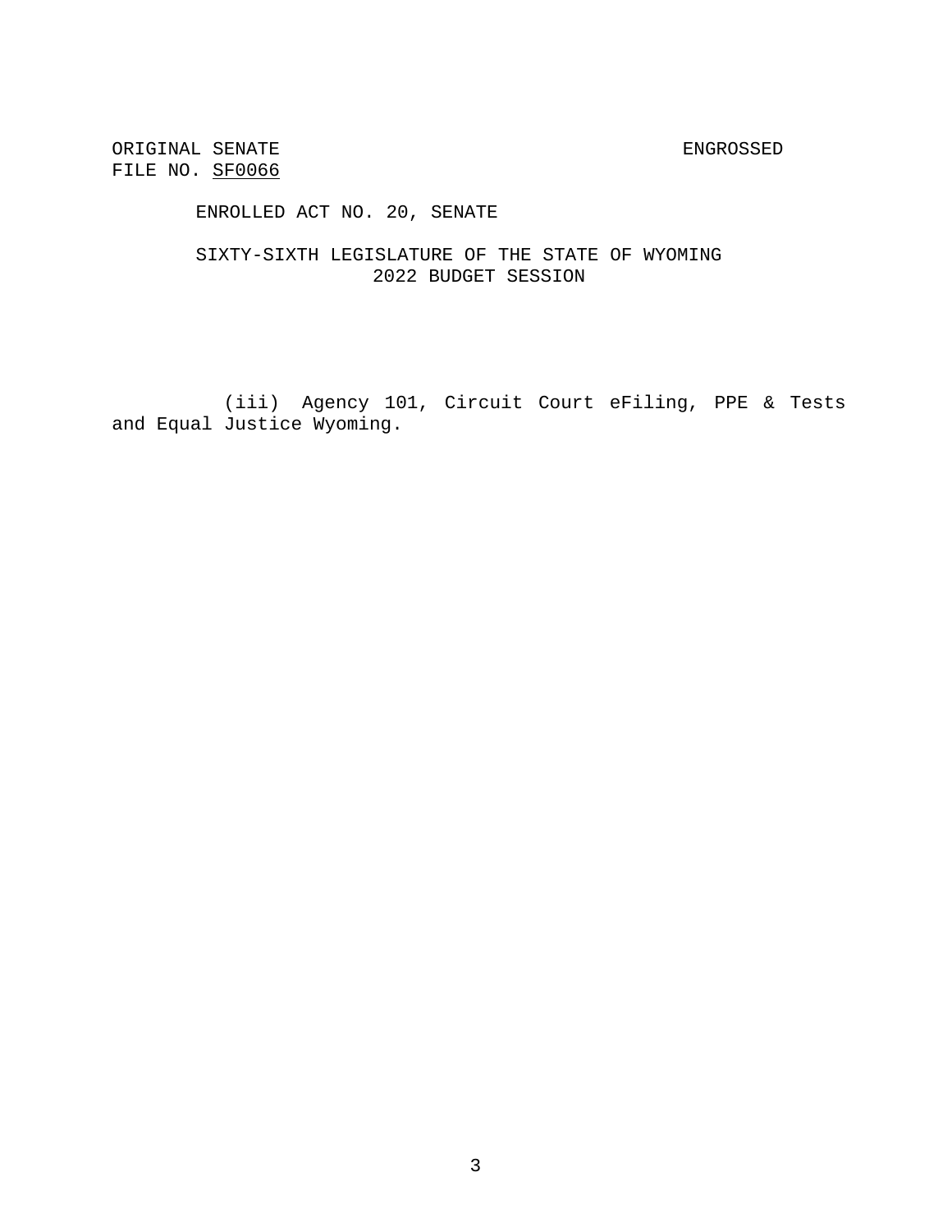(iii) Agency 101, Circuit Court eFiling, PPE & Tests and Equal Justice Wyoming.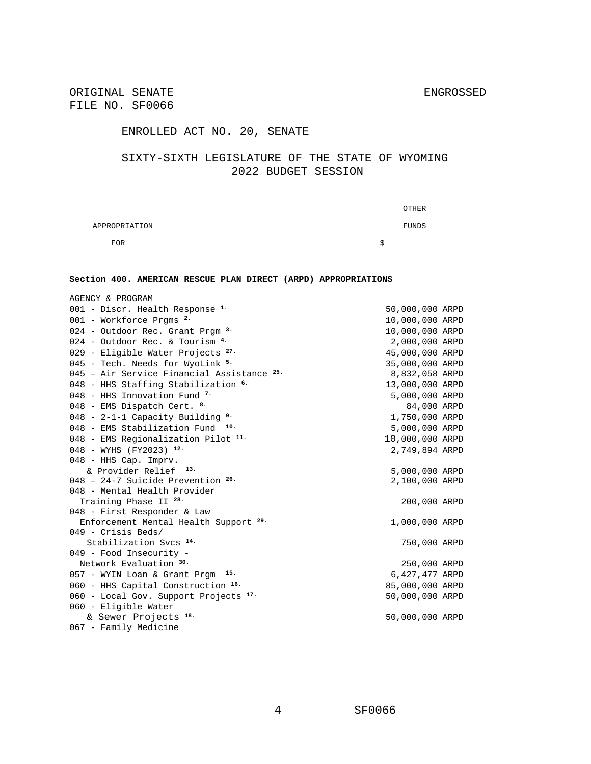ORIGINAL SENATE
FILE NO. SF0066

ENGROSSED

ENROLLED ACT NO. 20, SENATE

SIXTY-SIXTH LEGISLATURE OF THE STATE OF WYOMING
2022 BUDGET SESSION

| APPROPRIATION FOR | OTHER FUNDS $ |
|---|---|

**Section 400. AMERICAN RESCUE PLAN DIRECT (ARPD) APPROPRIATIONS**

| AGENCY & PROGRAM | |
|---|---|
| 001 - Discr. Health Response [1.] | 50,000,000 ARPD |
| 001 - Workforce Prgms [2.] | 10,000,000 ARPD |
| 024 - Outdoor Rec. Grant Prgm [3.] | 10,000,000 ARPD |
| 024 - Outdoor Rec. & Tourism [4.] | 2,000,000 ARPD |
| 029 - Eligible Water Projects [27.] | 45,000,000 ARPD |
| 045 - Tech. Needs for WyoLink [5.] | 35,000,000 ARPD |
| 045 – Air Service Financial Assistance [25.] | 8,832,058 ARPD |
| 048 - HHS Staffing Stabilization [6.] | 13,000,000 ARPD |
| 048 - HHS Innovation Fund [7.] | 5,000,000 ARPD |
| 048 - EMS Dispatch Cert. [8.] | 84,000 ARPD |
| 048 - 2-1-1 Capacity Building [9.] | 1,750,000 ARPD |
| 048 - EMS Stabilization Fund [10.] | 5,000,000 ARPD |
| 048 - EMS Regionalization Pilot [11.] | 10,000,000 ARPD |
| 048 - WYHS (FY2023) [12.] | 2,749,894 ARPD |
| 048 - HHS Cap. Imprv. & Provider Relief [13.] | 5,000,000 ARPD |
| 048 – 24-7 Suicide Prevention [26.] | 2,100,000 ARPD |
| 048 - Mental Health Provider Training Phase II [28.] | 200,000 ARPD |
| 048 - First Responder & Law Enforcement Mental Health Support [29.] | 1,000,000 ARPD |
| 049 - Crisis Beds/ Stabilization Svcs [14.] | 750,000 ARPD |
| 049 - Food Insecurity - Network Evaluation [30.] | 250,000 ARPD |
| 057 - WYIN Loan & Grant Prgm [15.] | 6,427,477 ARPD |
| 060 - HHS Capital Construction [16.] | 85,000,000 ARPD |
| 060 - Local Gov. Support Projects [17.] | 50,000,000 ARPD |
| 060 - Eligible Water & Sewer Projects [18.] | 50,000,000 ARPD |
| 067 - Family Medicine | |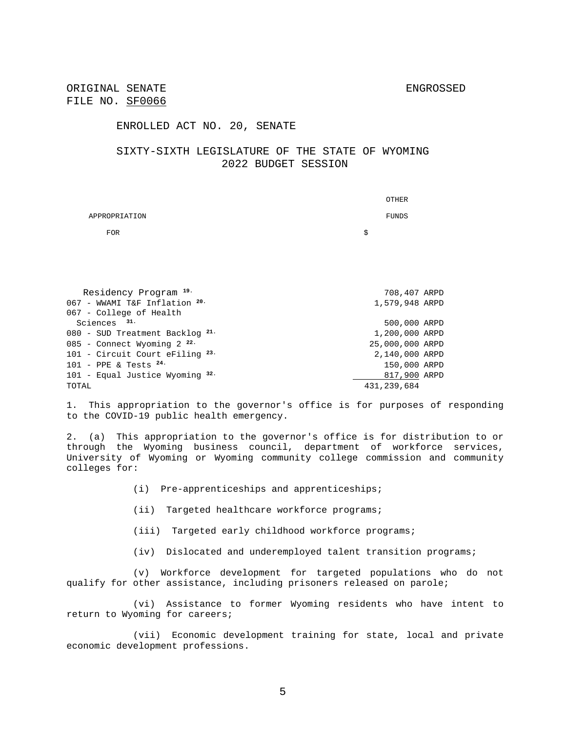ORIGINAL SENATE
FILE NO. SF0066

ENGROSSED

ENROLLED ACT NO. 20, SENATE

SIXTY-SIXTH LEGISLATURE OF THE STATE OF WYOMING
2022 BUDGET SESSION

| APPROPRIATION FOR | OTHER FUNDS $ | |
|---|---|---|
| Residency Program [19.] | 708,407 | ARPD |
| 067 - WWAMI T&F Inflation [20.] | 1,579,948 | ARPD |
| 067 - College of Health Sciences [31.] | 500,000 | ARPD |
| 080 - SUD Treatment Backlog [21.] | 1,200,000 | ARPD |
| 085 - Connect Wyoming 2 [22.] | 25,000,000 | ARPD |
| 101 - Circuit Court eFiling [23.] | 2,140,000 | ARPD |
| 101 - PPE & Tests [24.] | 150,000 | ARPD |
| 101 - Equal Justice Wyoming [32.] | 817,900 | ARPD |
| TOTAL | 431,239,684 | |

1. This appropriation to the governor's office is for purposes of responding to the COVID-19 public health emergency.

2. (a) This appropriation to the governor's office is for distribution to or through the Wyoming business council, department of workforce services, University of Wyoming or Wyoming community college commission and community colleges for:

(i) Pre-apprenticeships and apprenticeships;

(ii) Targeted healthcare workforce programs;

(iii) Targeted early childhood workforce programs;

(iv) Dislocated and underemployed talent transition programs;

(v) Workforce development for targeted populations who do not qualify for other assistance, including prisoners released on parole;

(vi) Assistance to former Wyoming residents who have intent to return to Wyoming for careers;

(vii) Economic development training for state, local and private economic development professions.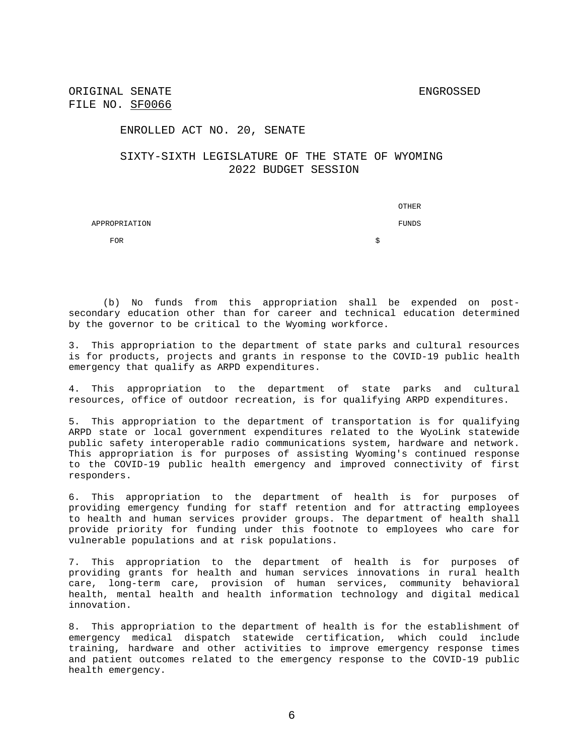ORIGINAL SENATE FILE NO. SF0066

ENGROSSED

ENROLLED ACT NO. 20, SENATE

SIXTY-SIXTH LEGISLATURE OF THE STATE OF WYOMING
2022 BUDGET SESSION

| APPROPRIATION FOR | OTHER FUNDS $ |
| --- | --- |

(b) No funds from this appropriation shall be expended on post-secondary education other than for career and technical education determined by the governor to be critical to the Wyoming workforce.

3. This appropriation to the department of state parks and cultural resources is for products, projects and grants in response to the COVID-19 public health emergency that qualify as ARPD expenditures.

4. This appropriation to the department of state parks and cultural resources, office of outdoor recreation, is for qualifying ARPD expenditures.

5. This appropriation to the department of transportation is for qualifying ARPD state or local government expenditures related to the WyoLink statewide public safety interoperable radio communications system, hardware and network. This appropriation is for purposes of assisting Wyoming's continued response to the COVID-19 public health emergency and improved connectivity of first responders.

6. This appropriation to the department of health is for purposes of providing emergency funding for staff retention and for attracting employees to health and human services provider groups. The department of health shall provide priority for funding under this footnote to employees who care for vulnerable populations and at risk populations.

7. This appropriation to the department of health is for purposes of providing grants for health and human services innovations in rural health care, long-term care, provision of human services, community behavioral health, mental health and health information technology and digital medical innovation.

8. This appropriation to the department of health is for the establishment of emergency medical dispatch statewide certification, which could include training, hardware and other activities to improve emergency response times and patient outcomes related to the emergency response to the COVID-19 public health emergency.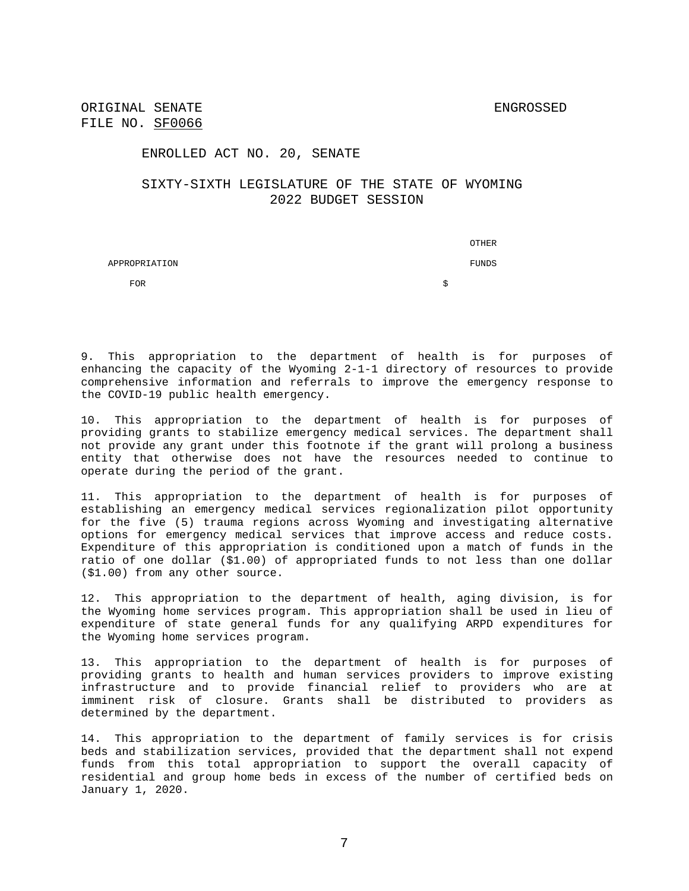ORIGINAL SENATE ENGROSSED
FILE NO. SF0066

ENROLLED ACT NO. 20, SENATE

SIXTY-SIXTH LEGISLATURE OF THE STATE OF WYOMING
2022 BUDGET SESSION

| APPROPRIATION FOR | $ | OTHER FUNDS |
|---|---|---|

9. This appropriation to the department of health is for purposes of enhancing the capacity of the Wyoming 2-1-1 directory of resources to provide comprehensive information and referrals to improve the emergency response to the COVID-19 public health emergency.

10. This appropriation to the department of health is for purposes of providing grants to stabilize emergency medical services. The department shall not provide any grant under this footnote if the grant will prolong a business entity that otherwise does not have the resources needed to continue to operate during the period of the grant.

11. This appropriation to the department of health is for purposes of establishing an emergency medical services regionalization pilot opportunity for the five (5) trauma regions across Wyoming and investigating alternative options for emergency medical services that improve access and reduce costs. Expenditure of this appropriation is conditioned upon a match of funds in the ratio of one dollar ($1.00) of appropriated funds to not less than one dollar ($1.00) from any other source.

12. This appropriation to the department of health, aging division, is for the Wyoming home services program. This appropriation shall be used in lieu of expenditure of state general funds for any qualifying ARPD expenditures for the Wyoming home services program.

13. This appropriation to the department of health is for purposes of providing grants to health and human services providers to improve existing infrastructure and to provide financial relief to providers who are at imminent risk of closure. Grants shall be distributed to providers as determined by the department.

14. This appropriation to the department of family services is for crisis beds and stabilization services, provided that the department shall not expend funds from this total appropriation to support the overall capacity of residential and group home beds in excess of the number of certified beds on January 1, 2020.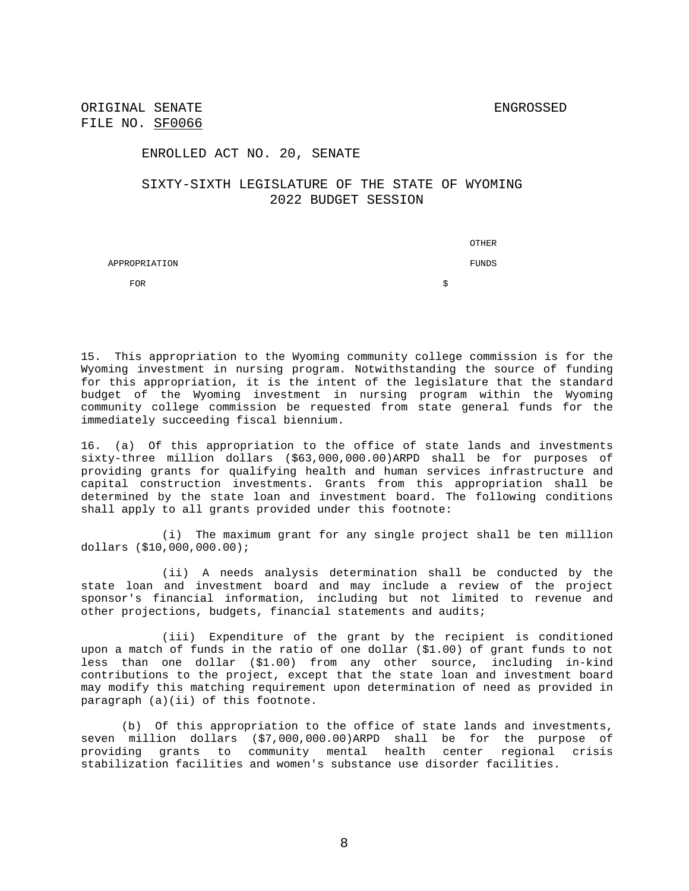ORIGINAL SENATE
FILE NO. SF0066

ENGROSSED

ENROLLED ACT NO. 20, SENATE

SIXTY-SIXTH LEGISLATURE OF THE STATE OF WYOMING
2022 BUDGET SESSION

| APPROPRIATION FOR | | OTHER FUNDS $ |
|---|---|---|

15. This appropriation to the Wyoming community college commission is for the Wyoming investment in nursing program. Notwithstanding the source of funding for this appropriation, it is the intent of the legislature that the standard budget of the Wyoming investment in nursing program within the Wyoming community college commission be requested from state general funds for the immediately succeeding fiscal biennium.

16. (a) Of this appropriation to the office of state lands and investments sixty-three million dollars ($63,000,000.00)ARPD shall be for purposes of providing grants for qualifying health and human services infrastructure and capital construction investments. Grants from this appropriation shall be determined by the state loan and investment board. The following conditions shall apply to all grants provided under this footnote:

(i) The maximum grant for any single project shall be ten million dollars ($10,000,000.00);

(ii) A needs analysis determination shall be conducted by the state loan and investment board and may include a review of the project sponsor's financial information, including but not limited to revenue and other projections, budgets, financial statements and audits;

(iii) Expenditure of the grant by the recipient is conditioned upon a match of funds in the ratio of one dollar ($1.00) of grant funds to not less than one dollar ($1.00) from any other source, including in-kind contributions to the project, except that the state loan and investment board may modify this matching requirement upon determination of need as provided in paragraph (a)(ii) of this footnote.

(b) Of this appropriation to the office of state lands and investments, seven million dollars ($7,000,000.00)ARPD shall be for the purpose of providing grants to community mental health center regional crisis stabilization facilities and women's substance use disorder facilities.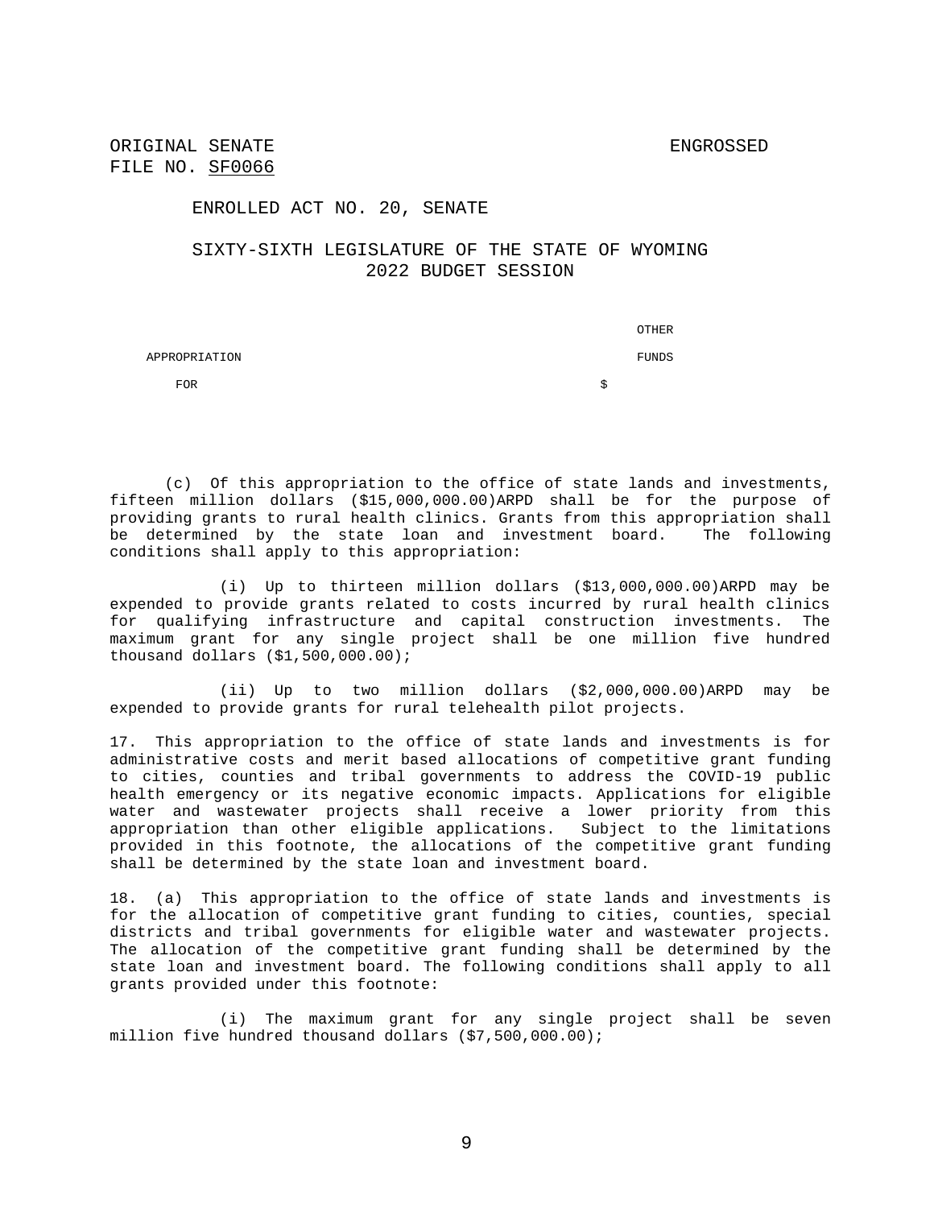ORIGINAL SENATE FILE NO. SF0066

ENGROSSED

ENROLLED ACT NO. 20, SENATE

SIXTY-SIXTH LEGISLATURE OF THE STATE OF WYOMING
2022 BUDGET SESSION

| APPROPRIATION FOR | OTHER FUNDS $ |
| --- | --- |

(c) Of this appropriation to the office of state lands and investments, fifteen million dollars ($15,000,000.00)ARPD shall be for the purpose of providing grants to rural health clinics. Grants from this appropriation shall be determined by the state loan and investment board. The following conditions shall apply to this appropriation:

(i) Up to thirteen million dollars ($13,000,000.00)ARPD may be expended to provide grants related to costs incurred by rural health clinics for qualifying infrastructure and capital construction investments. The maximum grant for any single project shall be one million five hundred thousand dollars ($1,500,000.00);

(ii) Up to two million dollars ($2,000,000.00)ARPD may be expended to provide grants for rural telehealth pilot projects.

17. This appropriation to the office of state lands and investments is for administrative costs and merit based allocations of competitive grant funding to cities, counties and tribal governments to address the COVID-19 public health emergency or its negative economic impacts. Applications for eligible water and wastewater projects shall receive a lower priority from this appropriation than other eligible applications. Subject to the limitations provided in this footnote, the allocations of the competitive grant funding shall be determined by the state loan and investment board.

18. (a) This appropriation to the office of state lands and investments is for the allocation of competitive grant funding to cities, counties, special districts and tribal governments for eligible water and wastewater projects. The allocation of the competitive grant funding shall be determined by the state loan and investment board. The following conditions shall apply to all grants provided under this footnote:

(i) The maximum grant for any single project shall be seven million five hundred thousand dollars ($7,500,000.00);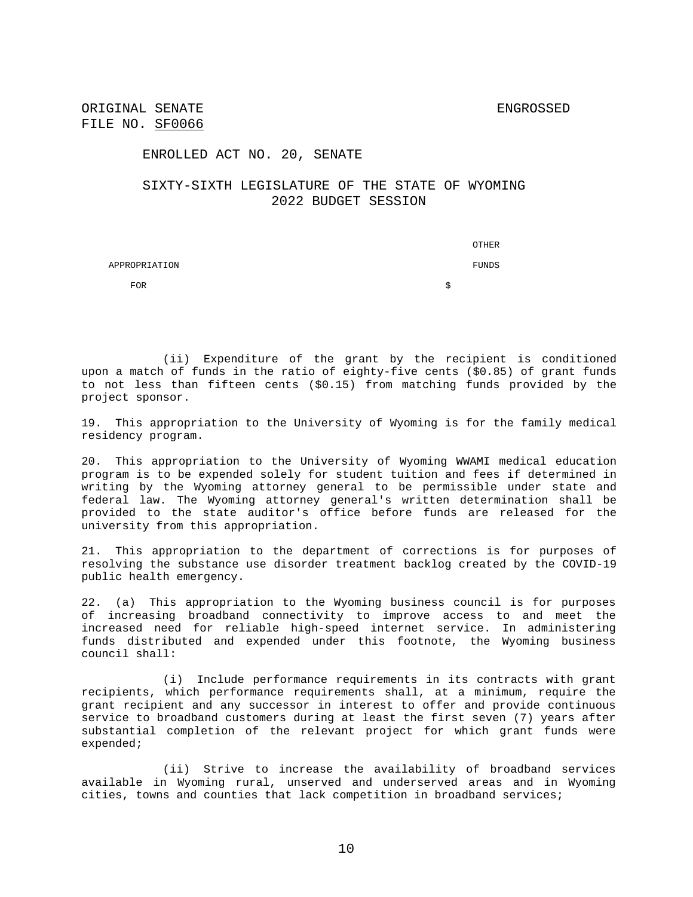ORIGINAL SENATE FILE NO. SF0066

ENGROSSED

ENROLLED ACT NO. 20, SENATE

SIXTY-SIXTH LEGISLATURE OF THE STATE OF WYOMING
2022 BUDGET SESSION

| APPROPRIATION FOR | OTHER FUNDS $ |
|---|---|

(ii) Expenditure of the grant by the recipient is conditioned upon a match of funds in the ratio of eighty-five cents ($0.85) of grant funds to not less than fifteen cents ($0.15) from matching funds provided by the project sponsor.

19. This appropriation to the University of Wyoming is for the family medical residency program.

20. This appropriation to the University of Wyoming WWAMI medical education program is to be expended solely for student tuition and fees if determined in writing by the Wyoming attorney general to be permissible under state and federal law. The Wyoming attorney general's written determination shall be provided to the state auditor's office before funds are released for the university from this appropriation.

21. This appropriation to the department of corrections is for purposes of resolving the substance use disorder treatment backlog created by the COVID-19 public health emergency.

22. (a) This appropriation to the Wyoming business council is for purposes of increasing broadband connectivity to improve access to and meet the increased need for reliable high-speed internet service. In administering funds distributed and expended under this footnote, the Wyoming business council shall:

(i) Include performance requirements in its contracts with grant recipients, which performance requirements shall, at a minimum, require the grant recipient and any successor in interest to offer and provide continuous service to broadband customers during at least the first seven (7) years after substantial completion of the relevant project for which grant funds were expended;

(ii) Strive to increase the availability of broadband services available in Wyoming rural, unserved and underserved areas and in Wyoming cities, towns and counties that lack competition in broadband services;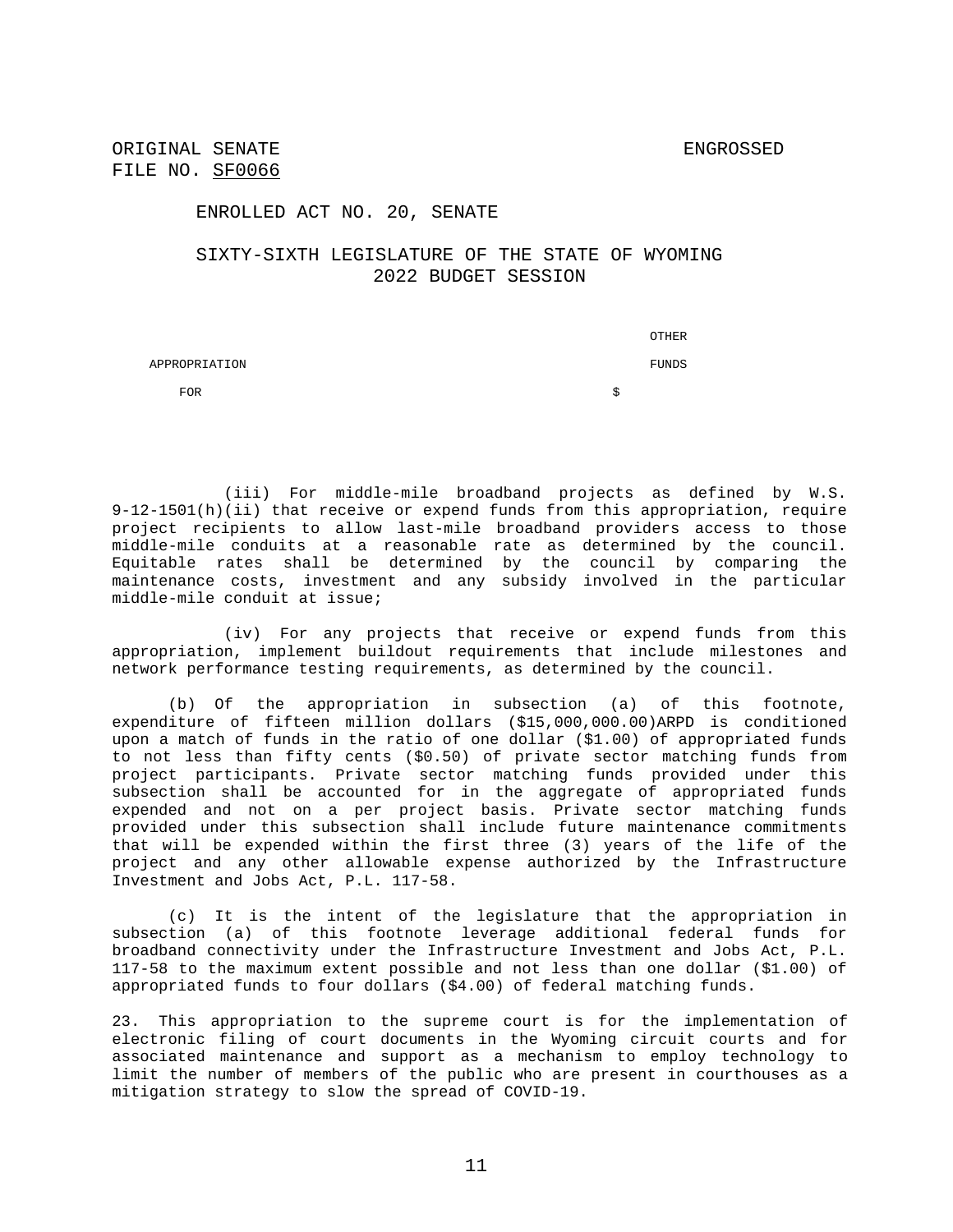ORIGINAL SENATE FILE NO. SF0066

ENGROSSED

ENROLLED ACT NO. 20, SENATE

SIXTY-SIXTH LEGISLATURE OF THE STATE OF WYOMING
2022 BUDGET SESSION

| APPROPRIATION FOR | OTHER FUNDS $ |
|---|---|

(iii) For middle-mile broadband projects as defined by W.S. 9-12-1501(h)(ii) that receive or expend funds from this appropriation, require project recipients to allow last-mile broadband providers access to those middle-mile conduits at a reasonable rate as determined by the council. Equitable rates shall be determined by the council by comparing the maintenance costs, investment and any subsidy involved in the particular middle-mile conduit at issue;

(iv) For any projects that receive or expend funds from this appropriation, implement buildout requirements that include milestones and network performance testing requirements, as determined by the council.

(b) Of the appropriation in subsection (a) of this footnote, expenditure of fifteen million dollars ($15,000,000.00)ARPD is conditioned upon a match of funds in the ratio of one dollar ($1.00) of appropriated funds to not less than fifty cents ($0.50) of private sector matching funds from project participants. Private sector matching funds provided under this subsection shall be accounted for in the aggregate of appropriated funds expended and not on a per project basis. Private sector matching funds provided under this subsection shall include future maintenance commitments that will be expended within the first three (3) years of the life of the project and any other allowable expense authorized by the Infrastructure Investment and Jobs Act, P.L. 117-58.

(c) It is the intent of the legislature that the appropriation in subsection (a) of this footnote leverage additional federal funds for broadband connectivity under the Infrastructure Investment and Jobs Act, P.L. 117-58 to the maximum extent possible and not less than one dollar ($1.00) of appropriated funds to four dollars ($4.00) of federal matching funds.

23. This appropriation to the supreme court is for the implementation of electronic filing of court documents in the Wyoming circuit courts and for associated maintenance and support as a mechanism to employ technology to limit the number of members of the public who are present in courthouses as a mitigation strategy to slow the spread of COVID-19.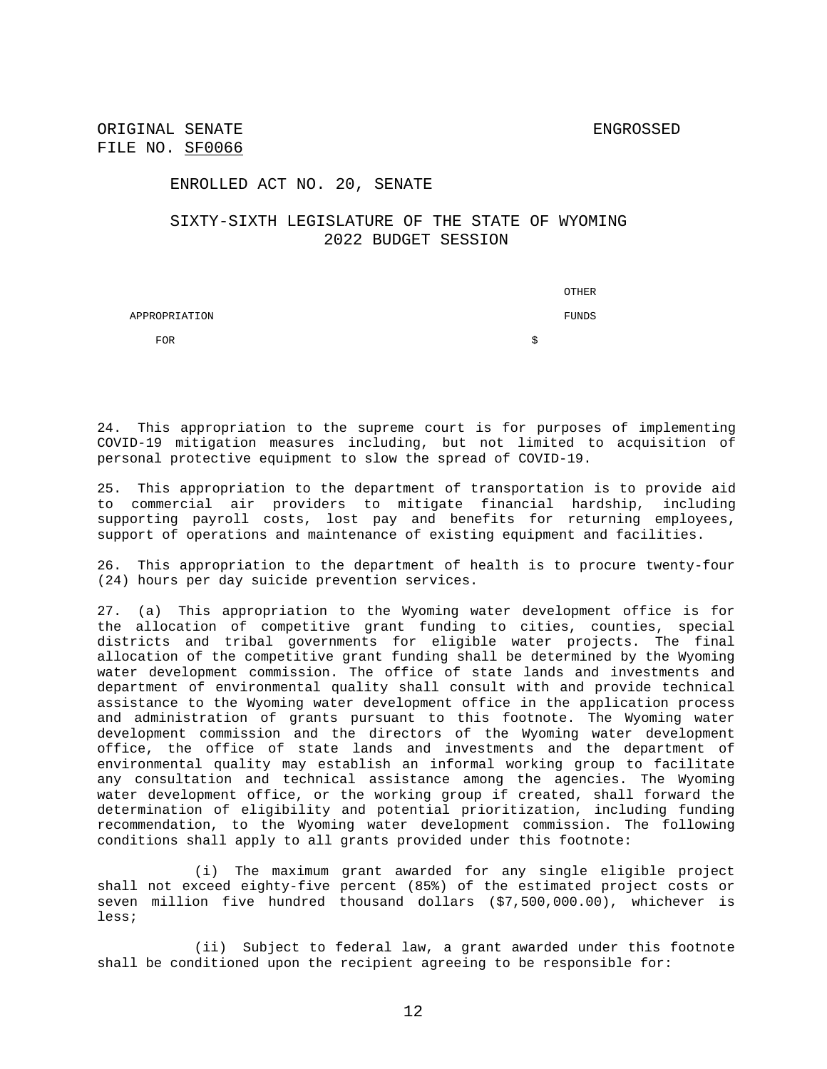ORIGINAL SENATE FILE NO. SF0066

ENGROSSED

ENROLLED ACT NO. 20, SENATE

SIXTY-SIXTH LEGISLATURE OF THE STATE OF WYOMING
2022 BUDGET SESSION

| APPROPRIATION FOR | OTHER FUNDS $ |
|---|---|

24. This appropriation to the supreme court is for purposes of implementing COVID-19 mitigation measures including, but not limited to acquisition of personal protective equipment to slow the spread of COVID-19.

25. This appropriation to the department of transportation is to provide aid to commercial air providers to mitigate financial hardship, including supporting payroll costs, lost pay and benefits for returning employees, support of operations and maintenance of existing equipment and facilities.

26. This appropriation to the department of health is to procure twenty-four (24) hours per day suicide prevention services.

27. (a) This appropriation to the Wyoming water development office is for the allocation of competitive grant funding to cities, counties, special districts and tribal governments for eligible water projects. The final allocation of the competitive grant funding shall be determined by the Wyoming water development commission. The office of state lands and investments and department of environmental quality shall consult with and provide technical assistance to the Wyoming water development office in the application process and administration of grants pursuant to this footnote. The Wyoming water development commission and the directors of the Wyoming water development office, the office of state lands and investments and the department of environmental quality may establish an informal working group to facilitate any consultation and technical assistance among the agencies. The Wyoming water development office, or the working group if created, shall forward the determination of eligibility and potential prioritization, including funding recommendation, to the Wyoming water development commission. The following conditions shall apply to all grants provided under this footnote:

(i) The maximum grant awarded for any single eligible project shall not exceed eighty-five percent (85%) of the estimated project costs or seven million five hundred thousand dollars ($7,500,000.00), whichever is less;

(ii) Subject to federal law, a grant awarded under this footnote shall be conditioned upon the recipient agreeing to be responsible for: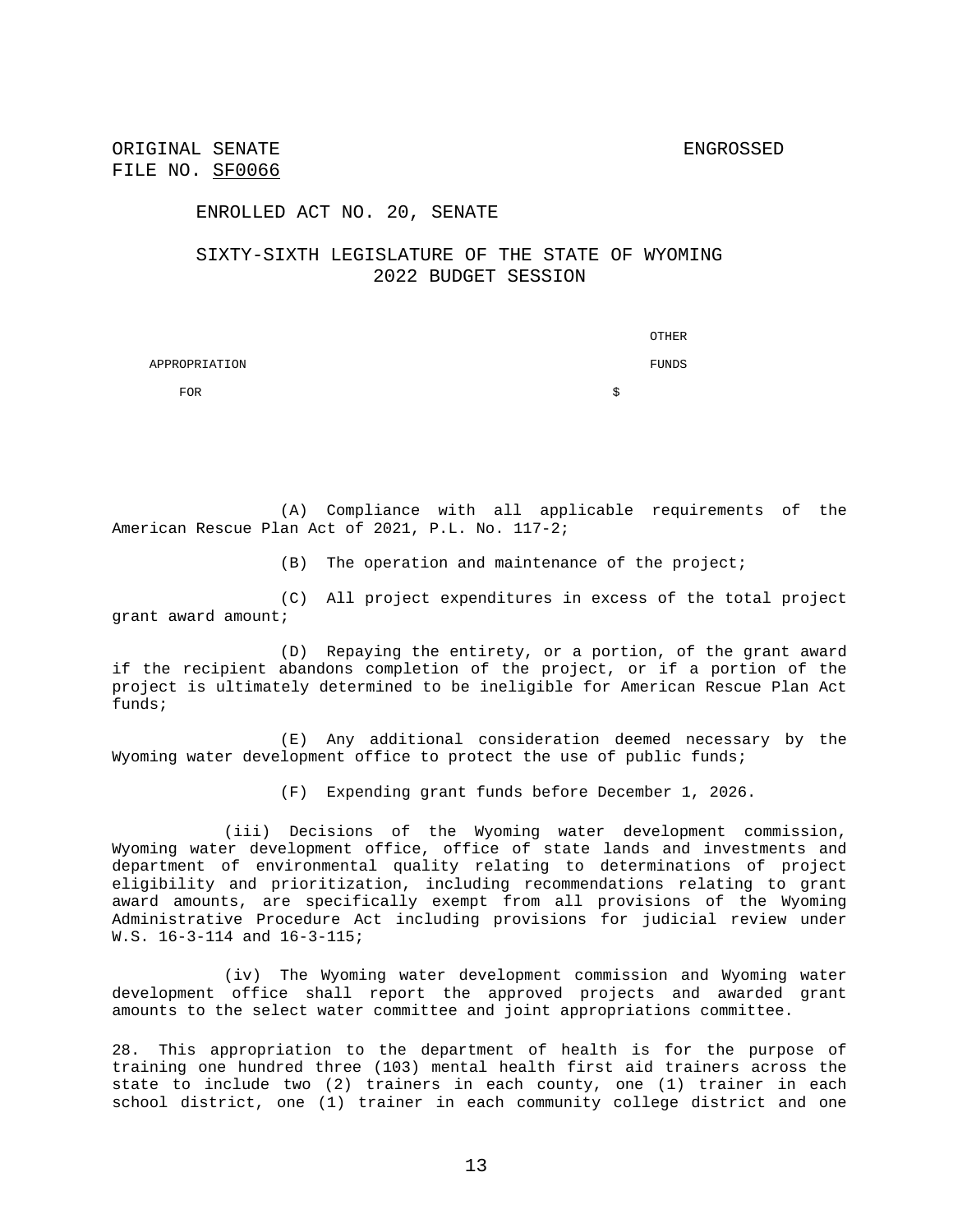(A) Compliance with all applicable requirements of the American Rescue Plan Act of 2021, P.L. No. 117-2;

(B) The operation and maintenance of the project;

(C) All project expenditures in excess of the total project grant award amount;

(D) Repaying the entirety, or a portion, of the grant award if the recipient abandons completion of the project, or if a portion of the project is ultimately determined to be ineligible for American Rescue Plan Act funds;

(E) Any additional consideration deemed necessary by the Wyoming water development office to protect the use of public funds;

(F) Expending grant funds before December 1, 2026.

(iii) Decisions of the Wyoming water development commission, Wyoming water development office, office of state lands and investments and department of environmental quality relating to determinations of project eligibility and prioritization, including recommendations relating to grant award amounts, are specifically exempt from all provisions of the Wyoming Administrative Procedure Act including provisions for judicial review under W.S. 16-3-114 and 16-3-115;

(iv) The Wyoming water development commission and Wyoming water development office shall report the approved projects and awarded grant amounts to the select water committee and joint appropriations committee.

28. This appropriation to the department of health is for the purpose of training one hundred three (103) mental health first aid trainers across the state to include two (2) trainers in each county, one (1) trainer in each school district, one (1) trainer in each community college district and one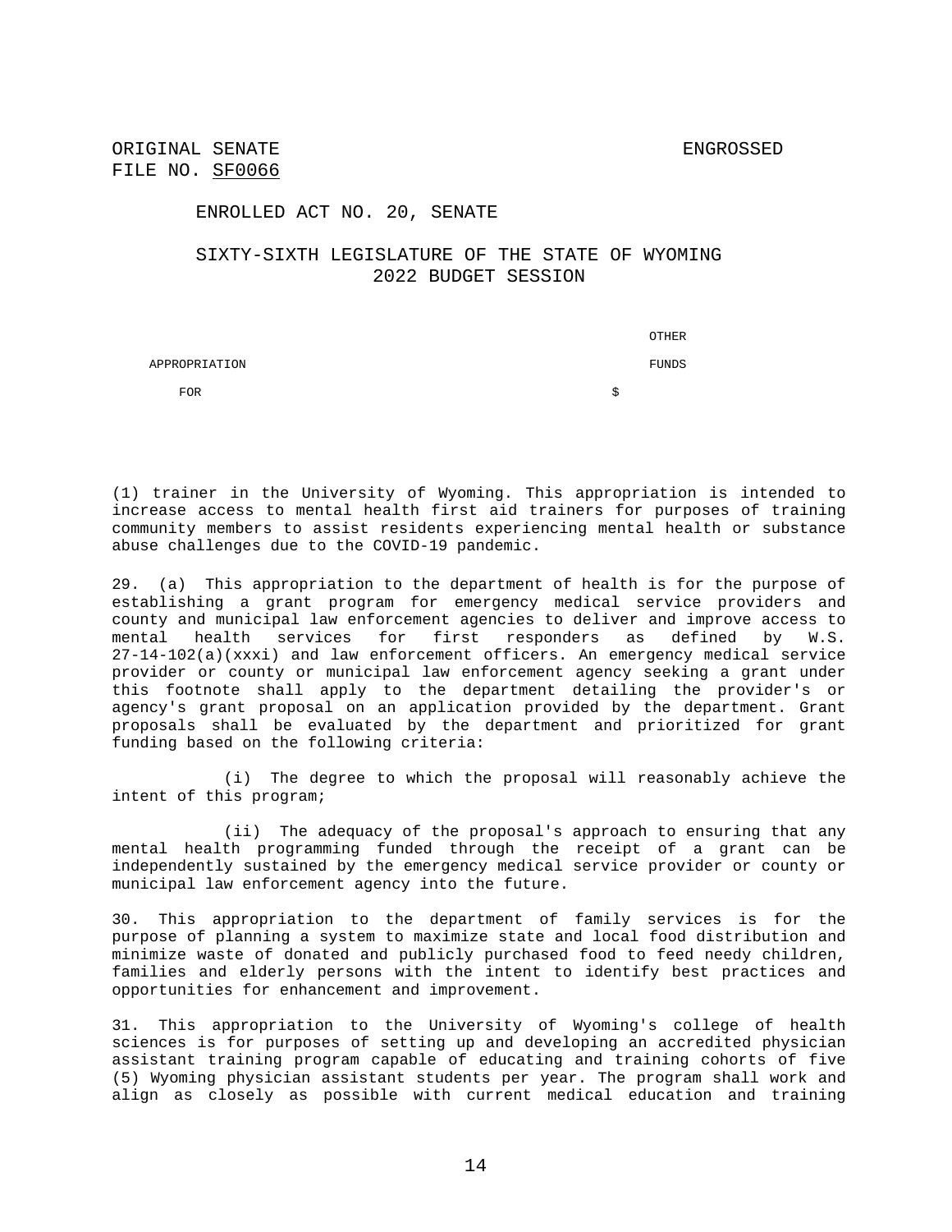ORIGINAL SENATE FILE NO. SF0066

ENGROSSED

ENROLLED ACT NO. 20, SENATE

SIXTY-SIXTH LEGISLATURE OF THE STATE OF WYOMING
2022 BUDGET SESSION

| APPROPRIATION FOR | | OTHER FUNDS $ |
|---|---|---|

(1) trainer in the University of Wyoming. This appropriation is intended to increase access to mental health first aid trainers for purposes of training community members to assist residents experiencing mental health or substance abuse challenges due to the COVID-19 pandemic.

29. (a) This appropriation to the department of health is for the purpose of establishing a grant program for emergency medical service providers and county and municipal law enforcement agencies to deliver and improve access to mental health services for first responders as defined by W.S. 27-14-102(a)(xxxi) and law enforcement officers. An emergency medical service provider or county or municipal law enforcement agency seeking a grant under this footnote shall apply to the department detailing the provider's or agency's grant proposal on an application provided by the department. Grant proposals shall be evaluated by the department and prioritized for grant funding based on the following criteria:

(i) The degree to which the proposal will reasonably achieve the intent of this program;

(ii) The adequacy of the proposal's approach to ensuring that any mental health programming funded through the receipt of a grant can be independently sustained by the emergency medical service provider or county or municipal law enforcement agency into the future.

30. This appropriation to the department of family services is for the purpose of planning a system to maximize state and local food distribution and minimize waste of donated and publicly purchased food to feed needy children, families and elderly persons with the intent to identify best practices and opportunities for enhancement and improvement.

31. This appropriation to the University of Wyoming's college of health sciences is for purposes of setting up and developing an accredited physician assistant training program capable of educating and training cohorts of five (5) Wyoming physician assistant students per year. The program shall work and align as closely as possible with current medical education and training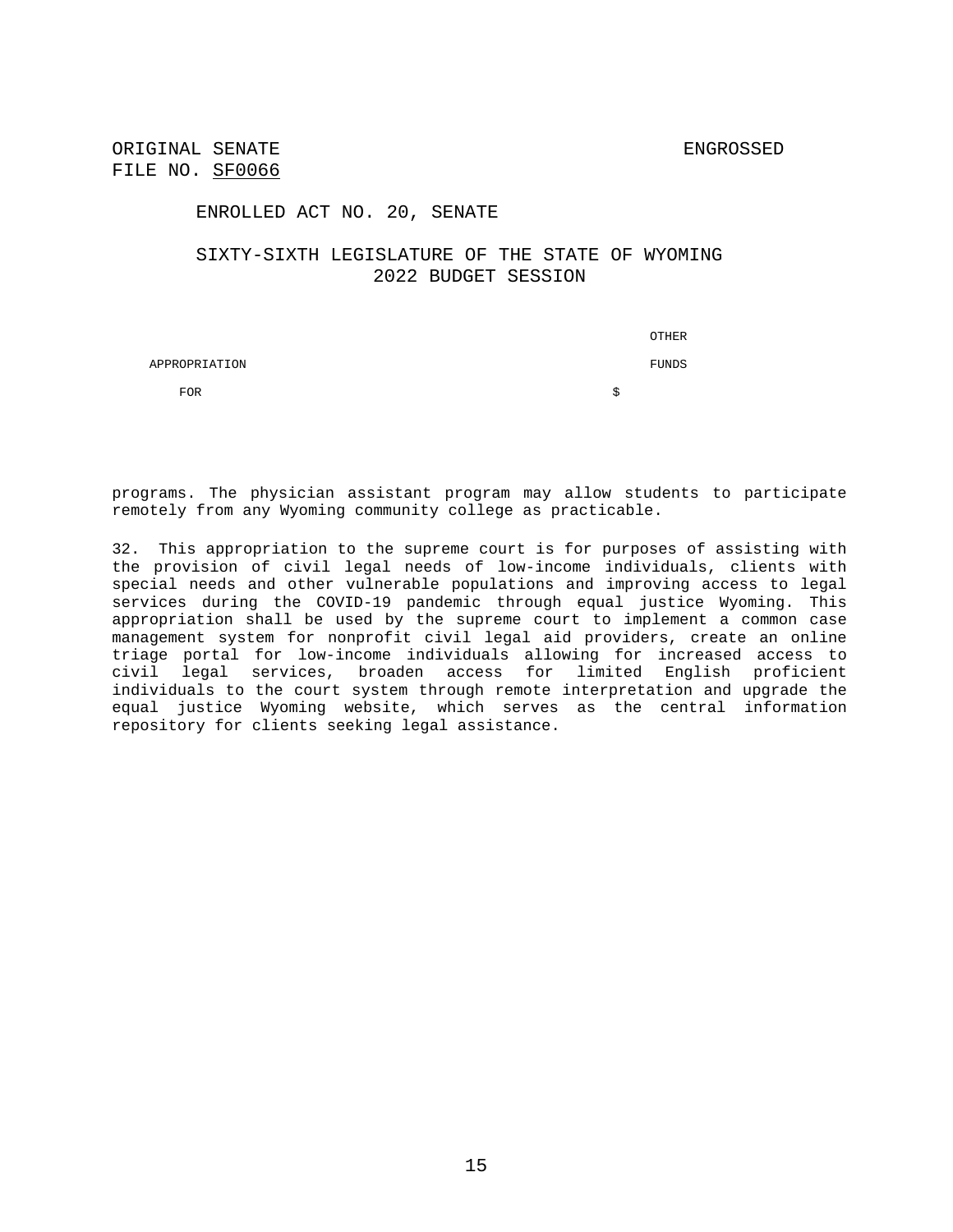ORIGINAL SENATE FILE NO. SF0066

ENGROSSED

ENROLLED ACT NO. 20, SENATE

SIXTY-SIXTH LEGISLATURE OF THE STATE OF WYOMING
2022 BUDGET SESSION

| APPROPRIATION FOR | OTHER FUNDS $ |
| --- | --- |

programs. The physician assistant program may allow students to participate remotely from any Wyoming community college as practicable.

32. This appropriation to the supreme court is for purposes of assisting with the provision of civil legal needs of low-income individuals, clients with special needs and other vulnerable populations and improving access to legal services during the COVID-19 pandemic through equal justice Wyoming. This appropriation shall be used by the supreme court to implement a common case management system for nonprofit civil legal aid providers, create an online triage portal for low-income individuals allowing for increased access to civil legal services, broaden access for limited English proficient individuals to the court system through remote interpretation and upgrade the equal justice Wyoming website, which serves as the central information repository for clients seeking legal assistance.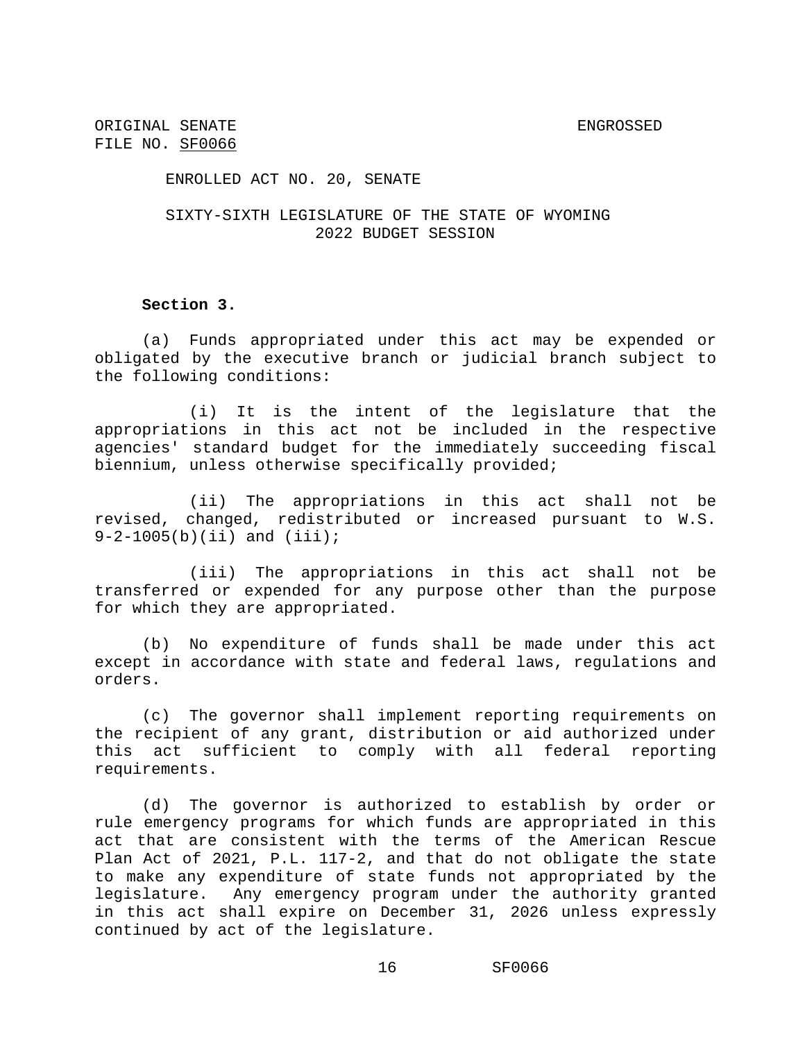ORIGINAL SENATE FILE NO. SF0066 ENGROSSED

ENROLLED ACT NO. 20, SENATE

SIXTY-SIXTH LEGISLATURE OF THE STATE OF WYOMING
2022 BUDGET SESSION

**Section 3.**

(a) Funds appropriated under this act may be expended or obligated by the executive branch or judicial branch subject to the following conditions:

(i) It is the intent of the legislature that the appropriations in this act not be included in the respective agencies' standard budget for the immediately succeeding fiscal biennium, unless otherwise specifically provided;

(ii) The appropriations in this act shall not be revised, changed, redistributed or increased pursuant to W.S. 9-2-1005(b)(ii) and (iii);

(iii) The appropriations in this act shall not be transferred or expended for any purpose other than the purpose for which they are appropriated.

(b) No expenditure of funds shall be made under this act except in accordance with state and federal laws, regulations and orders.

(c) The governor shall implement reporting requirements on the recipient of any grant, distribution or aid authorized under this act sufficient to comply with all federal reporting requirements.

(d) The governor is authorized to establish by order or rule emergency programs for which funds are appropriated in this act that are consistent with the terms of the American Rescue Plan Act of 2021, P.L. 117-2, and that do not obligate the state to make any expenditure of state funds not appropriated by the legislature. Any emergency program under the authority granted in this act shall expire on December 31, 2026 unless expressly continued by act of the legislature.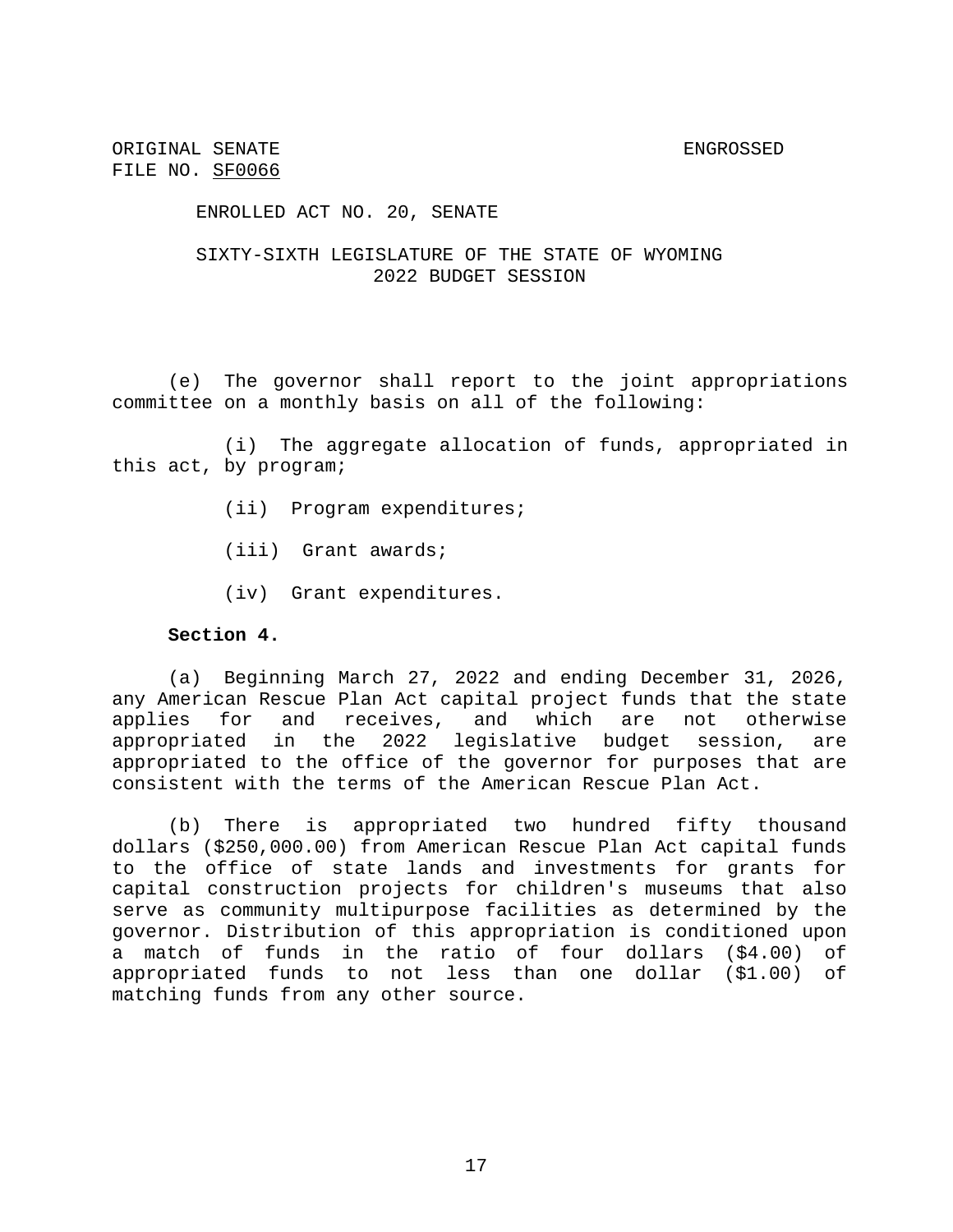(e) The governor shall report to the joint appropriations committee on a monthly basis on all of the following:

(i) The aggregate allocation of funds, appropriated in this act, by program;

(ii) Program expenditures;

(iii) Grant awards;

(iv) Grant expenditures.

**Section 4.**

(a) Beginning March 27, 2022 and ending December 31, 2026, any American Rescue Plan Act capital project funds that the state applies for and receives, and which are not otherwise appropriated in the 2022 legislative budget session, are appropriated to the office of the governor for purposes that are consistent with the terms of the American Rescue Plan Act.

(b) There is appropriated two hundred fifty thousand dollars ($250,000.00) from American Rescue Plan Act capital funds to the office of state lands and investments for grants for capital construction projects for children's museums that also serve as community multipurpose facilities as determined by the governor. Distribution of this appropriation is conditioned upon a match of funds in the ratio of four dollars ($4.00) of appropriated funds to not less than one dollar ($1.00) of matching funds from any other source.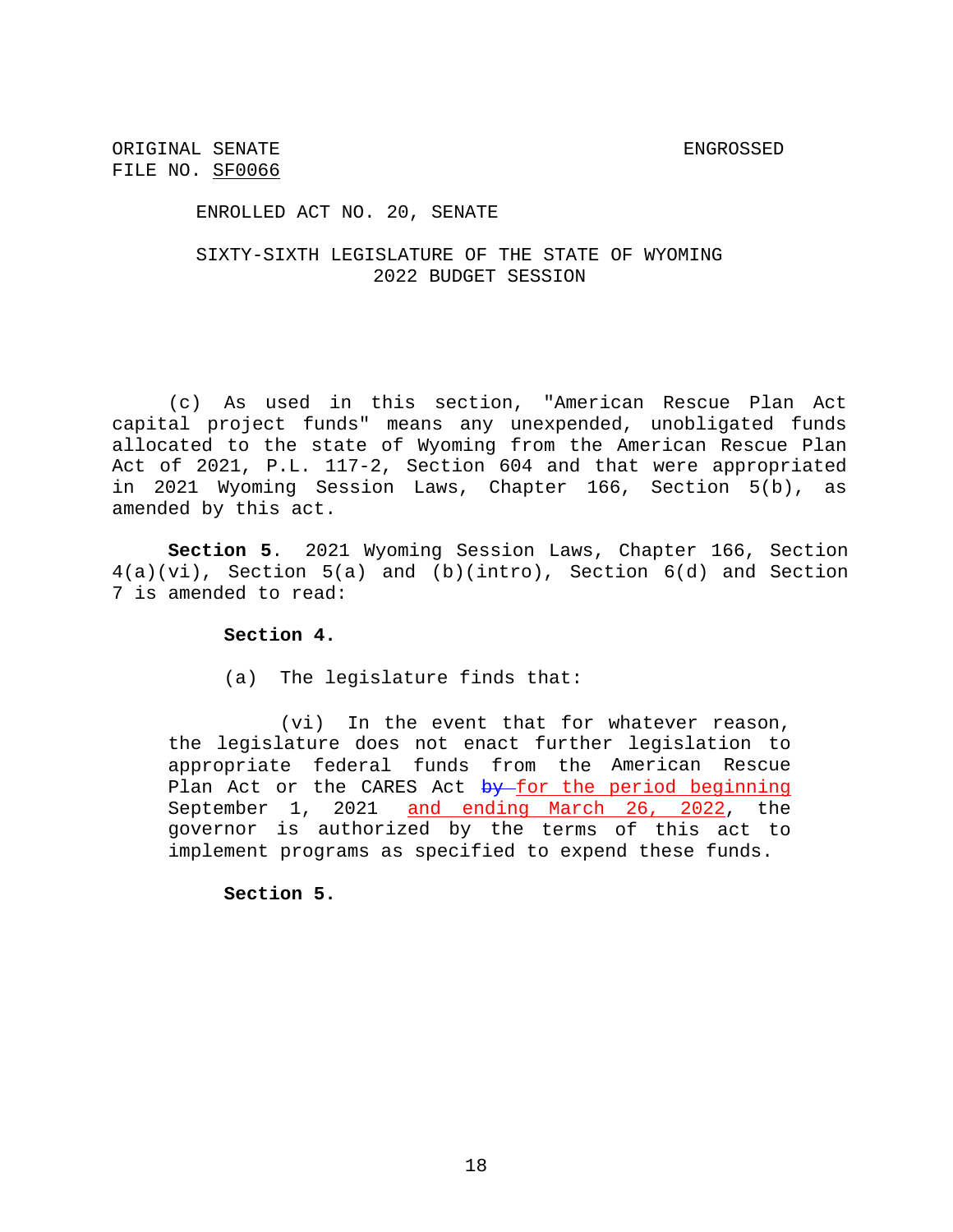ORIGINAL SENATE FILE NO. SF0066

ENGROSSED

ENROLLED ACT NO. 20, SENATE

SIXTY-SIXTH LEGISLATURE OF THE STATE OF WYOMING
2022 BUDGET SESSION

(c) As used in this section, "American Rescue Plan Act capital project funds" means any unexpended, unobligated funds allocated to the state of Wyoming from the American Rescue Plan Act of 2021, P.L. 117-2, Section 604 and that were appropriated in 2021 Wyoming Session Laws, Chapter 166, Section 5(b), as amended by this act.

**Section 5**. 2021 Wyoming Session Laws, Chapter 166, Section 4(a)(vi), Section 5(a) and (b)(intro), Section 6(d) and Section 7 is amended to read:

**Section 4.**

(a) The legislature finds that:

(vi) In the event that for whatever reason, the legislature does not enact further legislation to appropriate federal funds from the American Rescue Plan Act or the CARES Act ~~by~~ for the period beginning September 1, 2021 and ending March 26, 2022, the governor is authorized by the terms of this act to implement programs as specified to expend these funds.

**Section 5.**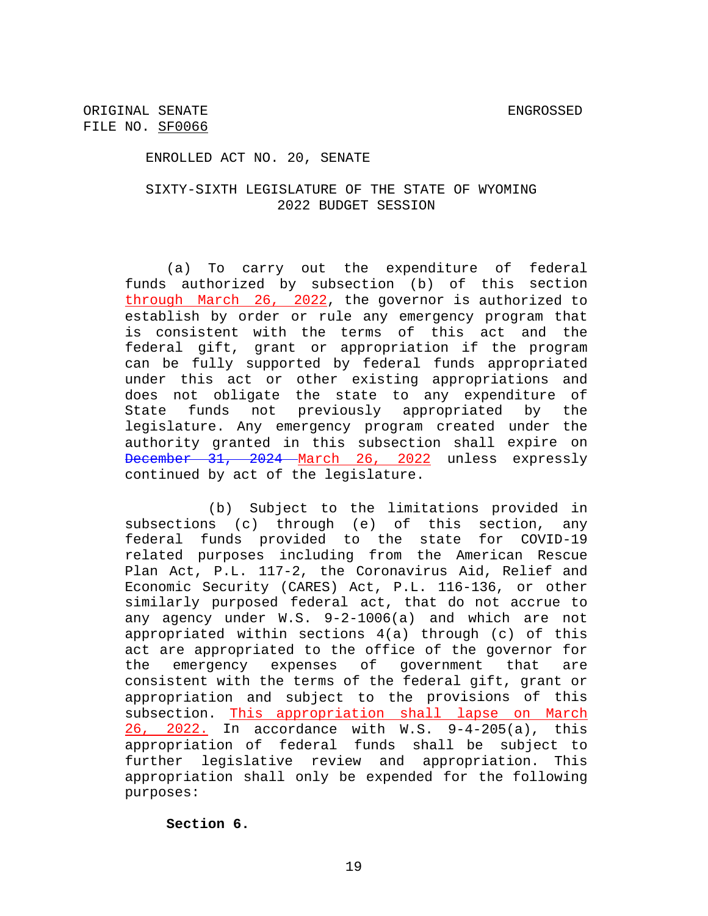ORIGINAL SENATE
FILE NO. SF0066

ENGROSSED

ENROLLED ACT NO. 20, SENATE

SIXTY-SIXTH LEGISLATURE OF THE STATE OF WYOMING
2022 BUDGET SESSION

(a) To carry out the expenditure of federal funds authorized by subsection (b) of this section through March 26, 2022, the governor is authorized to establish by order or rule any emergency program that is consistent with the terms of this act and the federal gift, grant or appropriation if the program can be fully supported by federal funds appropriated under this act or other existing appropriations and does not obligate the state to any expenditure of State funds not previously appropriated by the legislature. Any emergency program created under the authority granted in this subsection shall expire on ~~December 31, 2024~~ March 26, 2022 unless expressly continued by act of the legislature.

(b) Subject to the limitations provided in subsections (c) through (e) of this section, any federal funds provided to the state for COVID-19 related purposes including from the American Rescue Plan Act, P.L. 117-2, the Coronavirus Aid, Relief and Economic Security (CARES) Act, P.L. 116-136, or other similarly purposed federal act, that do not accrue to any agency under W.S. 9-2-1006(a) and which are not appropriated within sections 4(a) through (c) of this act are appropriated to the office of the governor for the emergency expenses of government that are consistent with the terms of the federal gift, grant or appropriation and subject to the provisions of this subsection. This appropriation shall lapse on March 26, 2022. In accordance with W.S. 9-4-205(a), this appropriation of federal funds shall be subject to further legislative review and appropriation. This appropriation shall only be expended for the following purposes:

**Section 6.**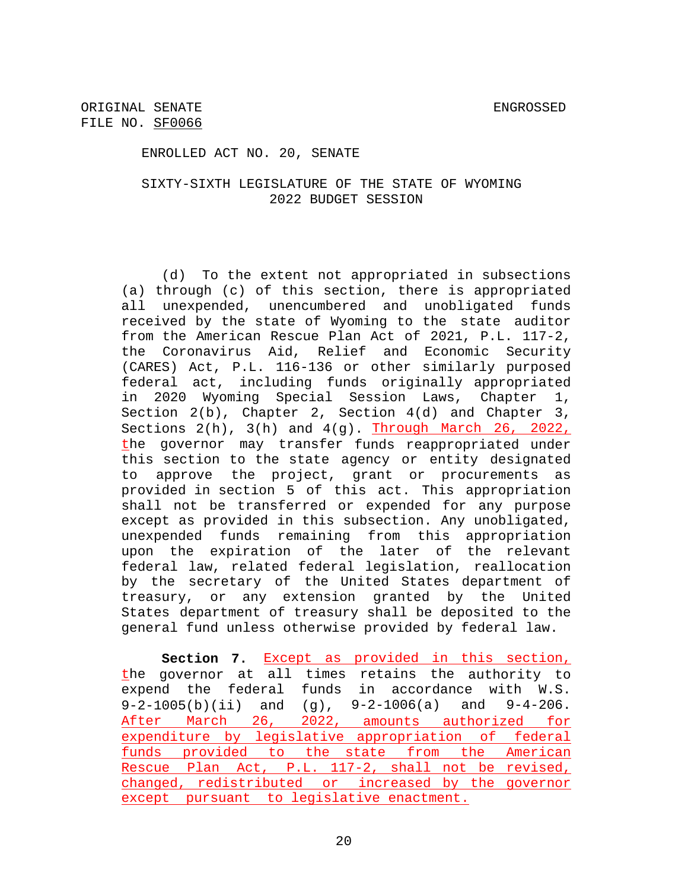ORIGINAL SENATE
FILE NO. SF0066

ENGROSSED

ENROLLED ACT NO. 20, SENATE

SIXTY-SIXTH LEGISLATURE OF THE STATE OF WYOMING
2022 BUDGET SESSION

(d) To the extent not appropriated in subsections (a) through (c) of this section, there is appropriated all unexpended, unencumbered and unobligated funds received by the state of Wyoming to the state auditor from the American Rescue Plan Act of 2021, P.L. 117-2, the Coronavirus Aid, Relief and Economic Security (CARES) Act, P.L. 116-136 or other similarly purposed federal act, including funds originally appropriated in 2020 Wyoming Special Session Laws, Chapter 1, Section 2(b), Chapter 2, Section 4(d) and Chapter 3, Sections 2(h), 3(h) and 4(g). Through March 26, 2022, the governor may transfer funds reappropriated under this section to the state agency or entity designated to approve the project, grant or procurements as provided in section 5 of this act. This appropriation shall not be transferred or expended for any purpose except as provided in this subsection. Any unobligated, unexpended funds remaining from this appropriation upon the expiration of the later of the relevant federal law, related federal legislation, reallocation by the secretary of the United States department of treasury, or any extension granted by the United States department of treasury shall be deposited to the general fund unless otherwise provided by federal law.

**Section 7.** Except as provided in this section, the governor at all times retains the authority to expend the federal funds in accordance with W.S. 9-2-1005(b)(ii) and (g), 9-2-1006(a) and 9-4-206. After March 26, 2022, amounts authorized for expenditure by legislative appropriation of federal funds provided to the state from the American Rescue Plan Act, P.L. 117-2, shall not be revised, changed, redistributed or increased by the governor except pursuant to legislative enactment.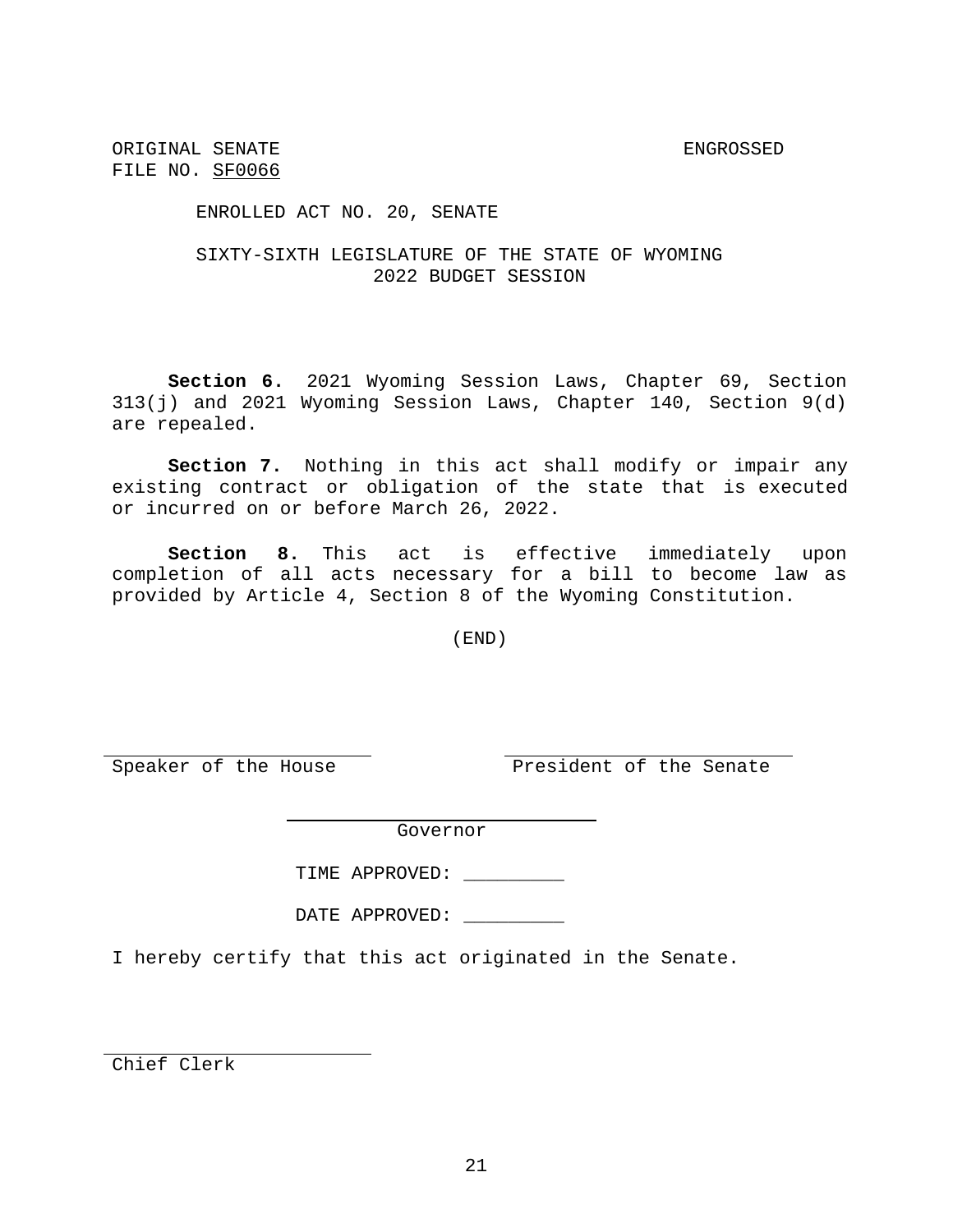ORIGINAL SENATE FILE NO. SF0066

ENGROSSED

ENROLLED ACT NO. 20, SENATE

SIXTY-SIXTH LEGISLATURE OF THE STATE OF WYOMING
2022 BUDGET SESSION

**Section 6.** 2021 Wyoming Session Laws, Chapter 69, Section 313(j) and 2021 Wyoming Session Laws, Chapter 140, Section 9(d) are repealed.

**Section 7.** Nothing in this act shall modify or impair any existing contract or obligation of the state that is executed or incurred on or before March 26, 2022.

**Section 8.** This act is effective immediately upon completion of all acts necessary for a bill to become law as provided by Article 4, Section 8 of the Wyoming Constitution.

(END)

Speaker of the House

President of the Senate

Governor

TIME APPROVED: _________

DATE APPROVED: _________

I hereby certify that this act originated in the Senate.

Chief Clerk